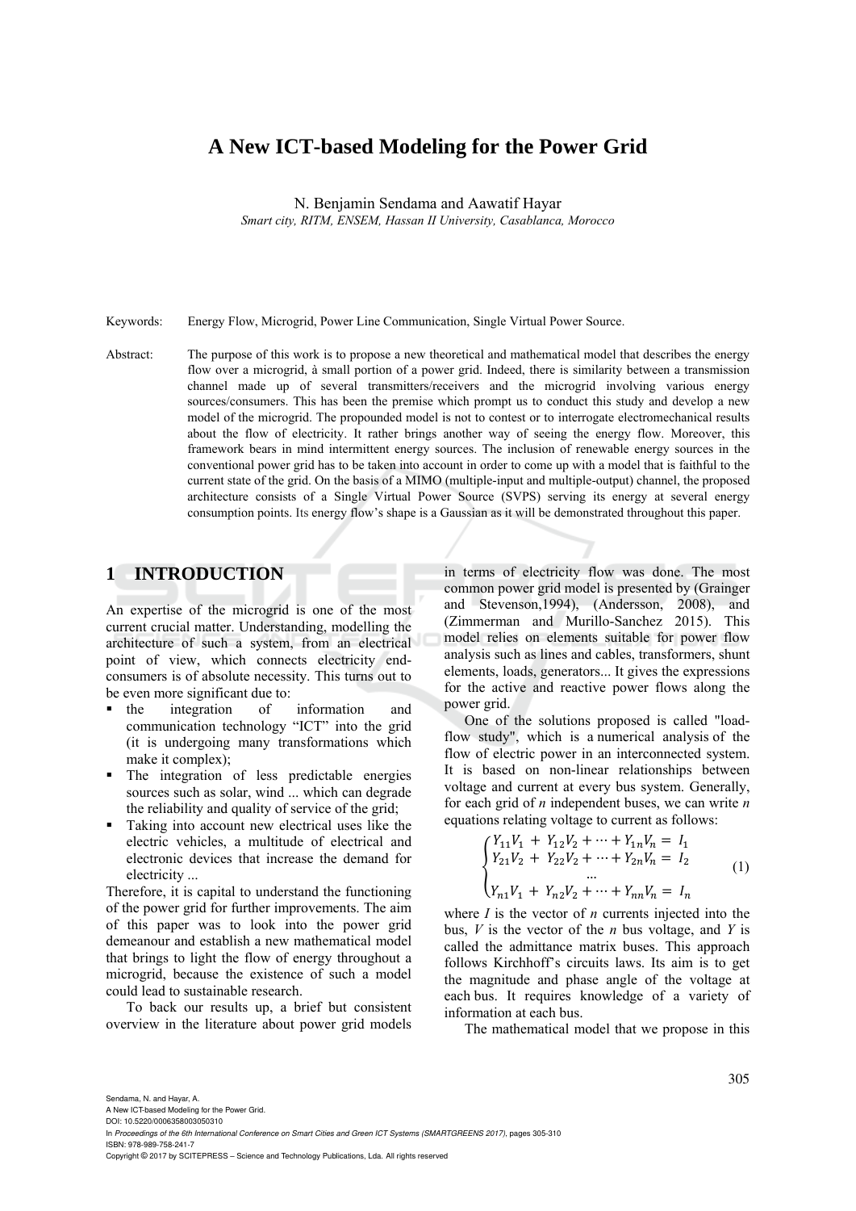# A New ICT-based Modeling for the Power Grid

N. Benjamin Sendama and Aawatif Hayar

*Smart city, RITM, ENSEM, Hassan II University, Casablanca, Morocco*

Keywords: Energy Flow, Microgrid, Power Line Communication, Single Virtual Power Source.

Abstract: The purpose of this work is to propose a new theoretical and mathematical model that describes the energy flow over a microgrid, à small portion of a power grid. Indeed, there is similarity between a transmission channel made up of several transmitters/receivers and the microgrid involving various energy sources/consumers. This has been the premise which prompt us to conduct this study and develop a new model of the microgrid. The propounded model is not to contest or to interrogate electromechanical results about the flow of electricity. It rather brings another way of seeing the energy flow. Moreover, this framework bears in mind intermittent energy sources. The inclusion of renewable energy sources in the conventional power grid has to be taken into account in order to come up with a model that is faithful to the current state of the grid. On the basis of a MIMO (multiple-input and multiple-output) channel, the proposed architecture consists of a Single Virtual Power Source (SVPS) serving its energy at several energy consumption points. Its energy flow's shape is a Gaussian as it will be demonstrated throughout this paper.

## 1 INTRODUCTION

An expertise of the microgrid is one of the most current crucial matter. Understanding, modelling the architecture of such a system, from an electrical point of view, which connects electricity end-consumers is of absolute necessity. This turns out to be even more significant due to:

- the integration of information and communication technology "ICT" into the grid (it is undergoing many transformations which make it complex);
- The integration of less predictable energies sources such as solar, wind ... which can degrade the reliability and quality of service of the grid;
- Taking into account new electrical uses like the electric vehicles, a multitude of electrical and electronic devices that increase the demand for electricity ...

Therefore, it is capital to understand the functioning of the power grid for further improvements. The aim of this paper was to look into the power grid demeanour and establish a new mathematical model that brings to light the flow of energy throughout a microgrid, because the existence of such a model could lead to sustainable research.

To back our results up, a brief but consistent overview in the literature about power grid models in terms of electricity flow was done. The most common power grid model is presented by (Grainger and Stevenson,1994), (Andersson, 2008), and (Zimmerman and Murillo-Sanchez 2015). This model relies on elements suitable for power flow analysis such as lines and cables, transformers, shunt elements, loads, generators... It gives the expressions for the active and reactive power flows along the power grid.

One of the solutions proposed is called "load-flow study", which is a numerical analysis of the flow of electric power in an interconnected system. It is based on non-linear relationships between voltage and current at every bus system. Generally, for each grid of $n$ independent buses, we can write $n$ equations relating voltage to current as follows:

$$\begin{cases} Y_{11}V_1 + Y_{12}V_2 + \cdots + Y_{1n}V_n = I_1 \\ Y_{21}V_2 + Y_{22}V_2 + \cdots + Y_{2n}V_n = I_2 \\ \qquad\qquad \cdots \\ Y_{n1}V_1 + Y_{n2}V_2 + \cdots + Y_{nn}V_n = I_n \end{cases} \quad (1)$$

where $I$ is the vector of $n$ currents injected into the bus, $V$ is the vector of the $n$ bus voltage, and $Y$ is called the admittance matrix buses. This approach follows Kirchhoff's circuits laws. Its aim is to get the magnitude and phase angle of the voltage at each bus. It requires knowledge of a variety of information at each bus.

The mathematical model that we propose in this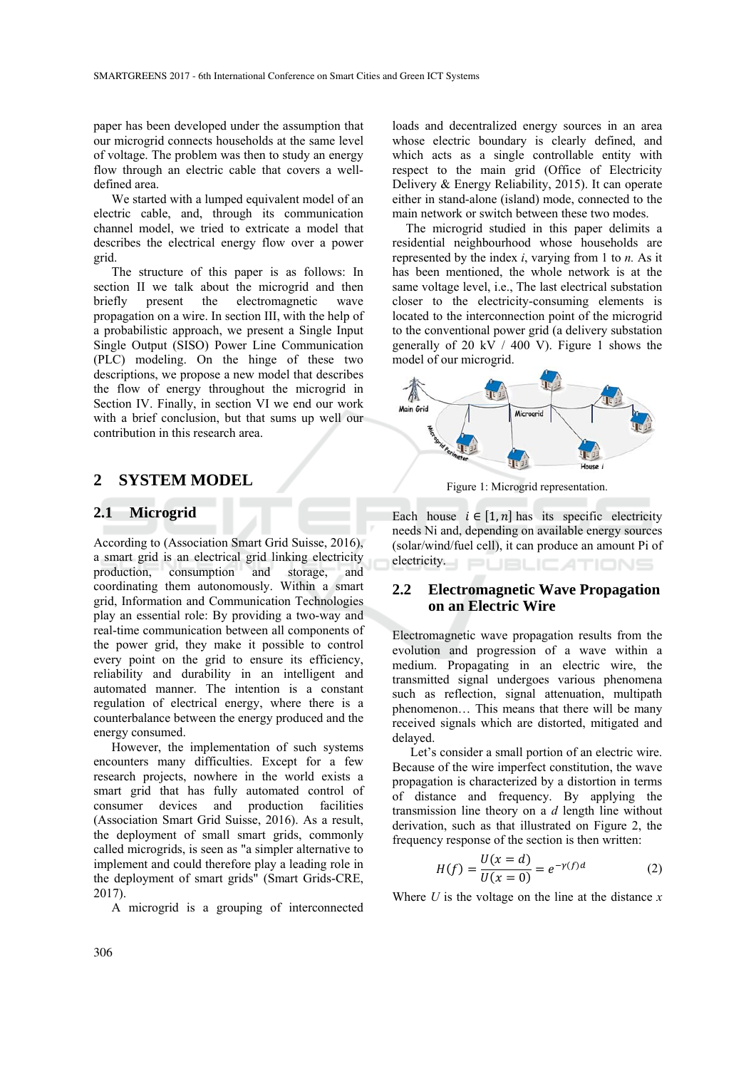paper has been developed under the assumption that our microgrid connects households at the same level of voltage. The problem was then to study an energy flow through an electric cable that covers a well-defined area.

We started with a lumped equivalent model of an electric cable, and, through its communication channel model, we tried to extricate a model that describes the electrical energy flow over a power grid.

The structure of this paper is as follows: In section II we talk about the microgrid and then briefly present the electromagnetic wave propagation on a wire. In section III, with the help of a probabilistic approach, we present a Single Input Single Output (SISO) Power Line Communication (PLC) modeling. On the hinge of these two descriptions, we propose a new model that describes the flow of energy throughout the microgrid in Section IV. Finally, in section VI we end our work with a brief conclusion, but that sums up well our contribution in this research area.

## 2 SYSTEM MODEL

### 2.1 Microgrid

According to (Association Smart Grid Suisse, 2016), a smart grid is an electrical grid linking electricity production, consumption and storage, and coordinating them autonomously. Within a smart grid, Information and Communication Technologies play an essential role: By providing a two-way and real-time communication between all components of the power grid, they make it possible to control every point on the grid to ensure its efficiency, reliability and durability in an intelligent and automated manner. The intention is a constant regulation of electrical energy, where there is a counterbalance between the energy produced and the energy consumed.

However, the implementation of such systems encounters many difficulties. Except for a few research projects, nowhere in the world exists a smart grid that has fully automated control of consumer devices and production facilities (Association Smart Grid Suisse, 2016). As a result, the deployment of small smart grids, commonly called microgrids, is seen as "a simpler alternative to implement and could therefore play a leading role in the deployment of smart grids" (Smart Grids-CRE, 2017).

A microgrid is a grouping of interconnected loads and decentralized energy sources in an area whose electric boundary is clearly defined, and which acts as a single controllable entity with respect to the main grid (Office of Electricity Delivery & Energy Reliability, 2015). It can operate either in stand-alone (island) mode, connected to the main network or switch between these two modes.

The microgrid studied in this paper delimits a residential neighbourhood whose households are represented by the index $i$, varying from 1 to $n$. As it has been mentioned, the whole network is at the same voltage level, i.e., The last electrical substation closer to the electricity-consuming elements is located to the interconnection point of the microgrid to the conventional power grid (a delivery substation generally of 20 kV / 400 V). Figure 1 shows the model of our microgrid.

Figure 1: Microgrid representation.

Each house $i \in [1, n]$ has its specific electricity needs Ni and, depending on available energy sources (solar/wind/fuel cell), it can produce an amount Pi of electricity.

### 2.2 Electromagnetic Wave Propagation on an Electric Wire

Electromagnetic wave propagation results from the evolution and progression of a wave within a medium. Propagating in an electric wire, the transmitted signal undergoes various phenomena such as reflection, signal attenuation, multipath phenomenon… This means that there will be many received signals which are distorted, mitigated and delayed.

Let's consider a small portion of an electric wire. Because of the wire imperfect constitution, the wave propagation is characterized by a distortion in terms of distance and frequency. By applying the transmission line theory on a $d$ length line without derivation, such as that illustrated on Figure 2, the frequency response of the section is then written:

$$H(f) = \frac{U(x = d)}{U(x = 0)} = e^{-\gamma(f)d} \tag{2}$$

Where $U$ is the voltage on the line at the distance $x$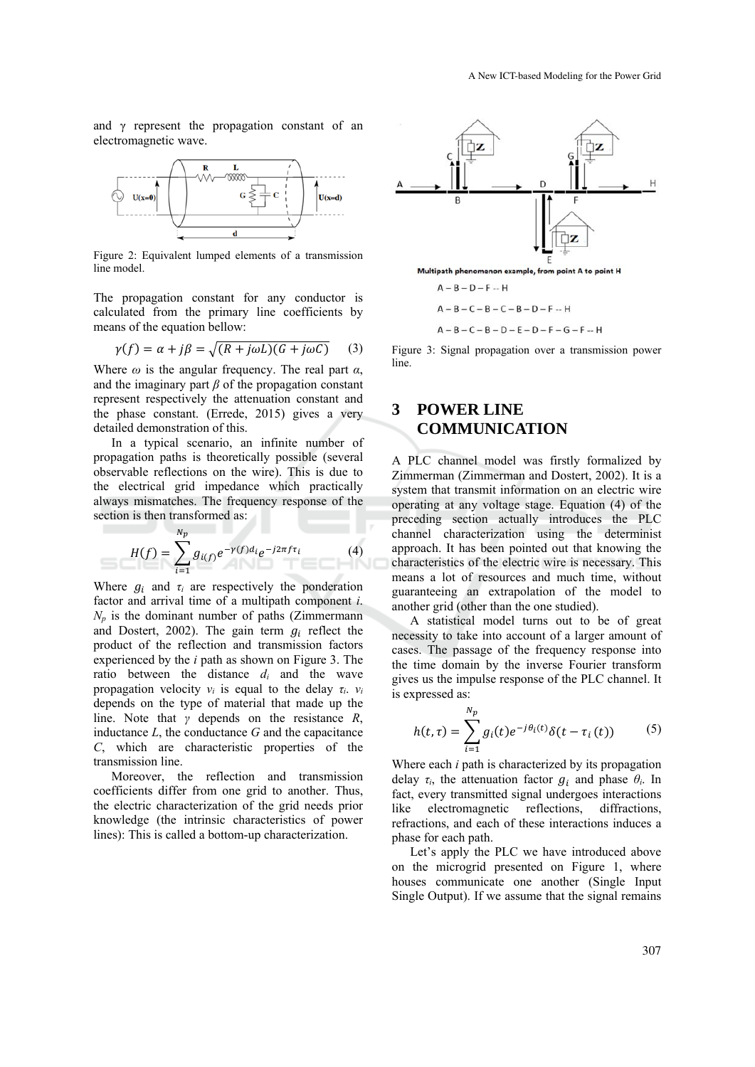and γ represent the propagation constant of an electromagnetic wave.

Figure 2: Equivalent lumped elements of a transmission line model.

The propagation constant for any conductor is calculated from the primary line coefficients by means of the equation bellow:

$$\gamma(f) = \alpha + j\beta = \sqrt{(R + j\omega L)(G + j\omega C)} \quad (3)$$

Where $\omega$ is the angular frequency. The real part $\alpha$, and the imaginary part $\beta$ of the propagation constant represent respectively the attenuation constant and the phase constant. (Errede, 2015) gives a very detailed demonstration of this.

In a typical scenario, an infinite number of propagation paths is theoretically possible (several observable reflections on the wire). This is due to the electrical grid impedance which practically always mismatches. The frequency response of the section is then transformed as:

$$H(f) = \sum_{i=1}^{N_p} g_{i(f)} e^{-\gamma(f)d_i} e^{-j2\pi f\tau_i} \quad (4)$$

Where $g_i$ and $\tau_i$ are respectively the ponderation factor and arrival time of a multipath component $i$. $N_p$ is the dominant number of paths (Zimmermann and Dostert, 2002). The gain term $g_i$ reflect the product of the reflection and transmission factors experienced by the $i$ path as shown on Figure 3. The ratio between the distance $d_i$ and the wave propagation velocity $v_i$ is equal to the delay $\tau_i$. $v_i$ depends on the type of material that made up the line. Note that $\gamma$ depends on the resistance $R$, inductance $L$, the conductance $G$ and the capacitance $C$, which are characteristic properties of the transmission line.

Moreover, the reflection and transmission coefficients differ from one grid to another. Thus, the electric characterization of the grid needs prior knowledge (the intrinsic characteristics of power lines): This is called a bottom-up characterization.

Multipath phenomenon example, from point A to point H

A – B – D – F -- H

A – B – C – B – C – B – D – F -- H

A – B – C – B – D – E – D – F – G – F -- H

Figure 3: Signal propagation over a transmission power line.

## 3 POWER LINE COMMUNICATION

A PLC channel model was firstly formalized by Zimmerman (Zimmerman and Dostert, 2002). It is a system that transmit information on an electric wire operating at any voltage stage. Equation (4) of the preceding section actually introduces the PLC channel characterization using the determinist approach. It has been pointed out that knowing the characteristics of the electric wire is necessary. This means a lot of resources and much time, without guaranteeing an extrapolation of the model to another grid (other than the one studied).

A statistical model turns out to be of great necessity to take into account of a larger amount of cases. The passage of the frequency response into the time domain by the inverse Fourier transform gives us the impulse response of the PLC channel. It is expressed as:

$$h(t,\tau) = \sum_{i=1}^{N_p} g_i(t) e^{-j\theta_i(t)} \delta(t - \tau_i(t)) \quad (5)$$

Where each $i$ path is characterized by its propagation delay $\tau_i$, the attenuation factor $g_i$ and phase $\theta_i$. In fact, every transmitted signal undergoes interactions like electromagnetic reflections, diffractions, refractions, and each of these interactions induces a phase for each path.

Let's apply the PLC we have introduced above on the microgrid presented on Figure 1, where houses communicate one another (Single Input Single Output). If we assume that the signal remains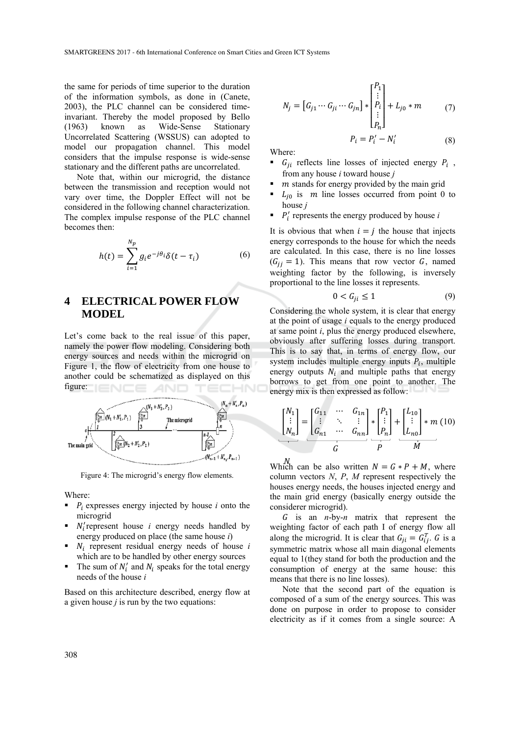the same for periods of time superior to the duration of the information symbols, as done in (Canete, 2003), the PLC channel can be considered time-invariant. Thereby the model proposed by Bello (1963) known as Wide-Sense Stationary Uncorrelated Scattering (WSSUS) can adopted to model our propagation channel. This model considers that the impulse response is wide-sense stationary and the different paths are uncorrelated.

Note that, within our microgrid, the distance between the transmission and reception would not vary over time, the Doppler Effect will not be considered in the following channel characterization. The complex impulse response of the PLC channel becomes then:

$$h(t) = \sum_{i=1}^{N_p} g_i e^{-j\theta_i} \delta(t - \tau_i) \quad (6)$$

## 4 ELECTRICAL POWER FLOW MODEL

Let's come back to the real issue of this paper, namely the power flow modeling. Considering both energy sources and needs within the microgrid on Figure 1, the flow of electricity from one house to another could be schematized as displayed on this figure:

Figure 4: The microgrid's energy flow elements.

Where:

- $P_i$ expresses energy injected by house *i* onto the microgrid
- $N_i'$represent house *i* energy needs handled by energy produced on place (the same house *i*)
- $N_i$ represent residual energy needs of house *i* which are to be handled by other energy sources
- The sum of $N_i'$ and $N_i$ speaks for the total energy needs of the house *i*

Based on this architecture described, energy flow at a given house *j* is run by the two equations:

$$N_j = \begin{bmatrix} G_{j1} \cdots G_{ji} \cdots G_{jn} \end{bmatrix} * \begin{bmatrix} P_1 \\ \vdots \\ P_i \\ \vdots \\ P_n \end{bmatrix} + L_{j0} * m \quad (7)$$

$$P_i = P_i' - N_i' \quad (8)$$

Where:

- $G_{ji}$ reflects line losses of injected energy $P_i$, from any house *i* toward house *j*
- $m$ stands for energy provided by the main grid
- $L_{j0}$ is $m$ line losses occurred from point 0 to house *j*
- $P_i'$ represents the energy produced by house *i*

It is obvious that when $i = j$ the house that injects energy corresponds to the house for which the needs are calculated. In this case, there is no line losses ($G_{jj} = 1$). This means that row vector $G$, named weighting factor by the following, is inversely proportional to the line losses it represents.

$$0 < G_{ji} \leq 1 \quad (9)$$

Considering the whole system, it is clear that energy at the point of usage *i* equals to the energy produced at same point *i*, plus the energy produced elsewhere, obviously after suffering losses during transport. This is to say that, in terms of energy flow, our system includes multiple energy inputs $P_i$, multiple energy outputs $N_i$ and multiple paths that energy borrows to get from one point to another. The energy mix is then expressed as follow:

$$\underbrace{\begin{bmatrix} N_1 \\ \vdots \\ N_n \end{bmatrix}}_{N} = \underbrace{\begin{bmatrix} G_{11} & \cdots & G_{1n} \\ \vdots & \ddots & \vdots \\ G_{n1} & \cdots & G_{nn} \end{bmatrix}}_{G} * \underbrace{\begin{bmatrix} P_1 \\ \vdots \\ P_n \end{bmatrix}}_{P} + \underbrace{\begin{bmatrix} L_{10} \\ \vdots \\ L_{n0} \end{bmatrix} * m}_{M} \quad (10)$$

Which can be also written $N = G * P + M$, where column vectors *N*, *P*, *M* represent respectively the houses energy needs, the houses injected energy and the main grid energy (basically energy outside the considerer microgrid).

$G$ is an *n*-by-*n* matrix that represent the weighting factor of each path I of energy flow all along the microgrid. It is clear that $G_{ji} = G_{ij}^T$. $G$ is a symmetric matrix whose all main diagonal elements equal to 1(they stand for both the production and the consumption of energy at the same house: this means that there is no line losses).

Note that the second part of the equation is composed of a sum of the energy sources. This was done on purpose in order to propose to consider electricity as if it comes from a single source: A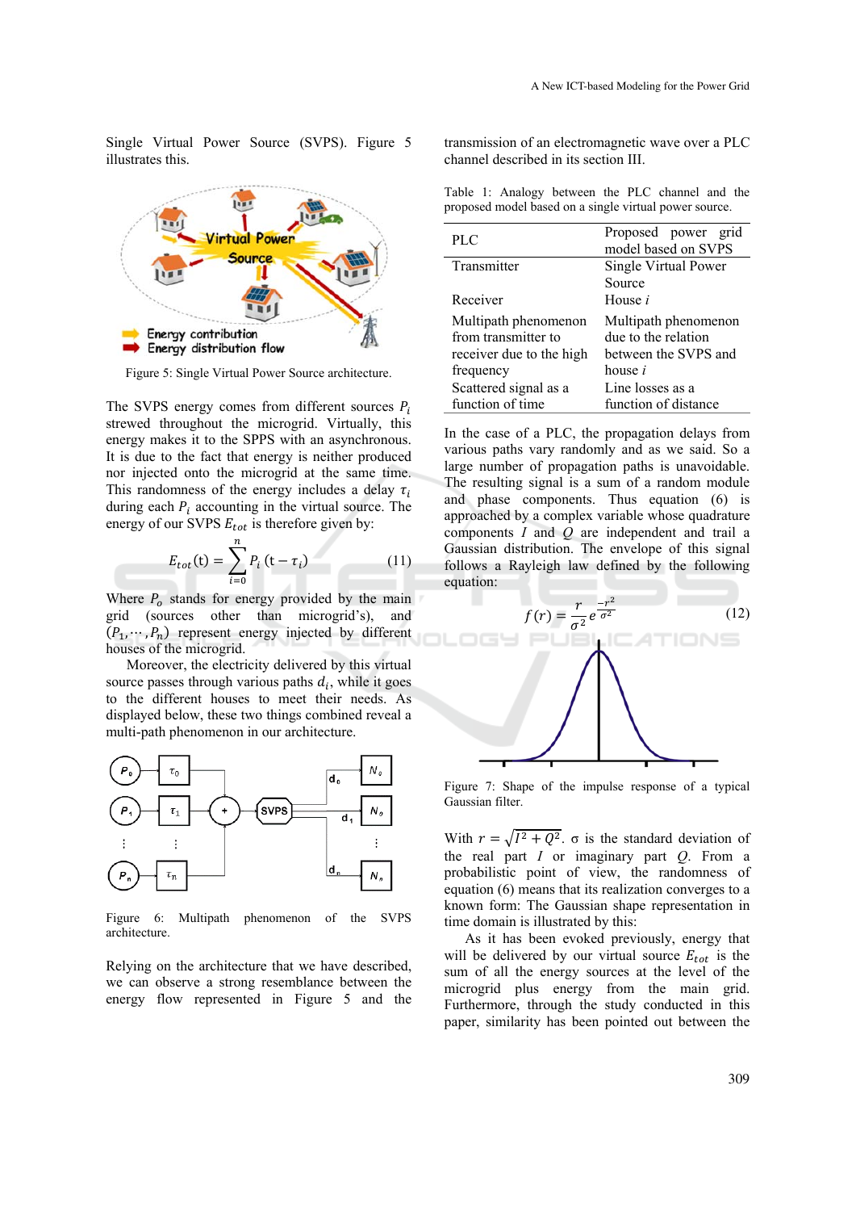Single Virtual Power Source (SVPS). Figure 5 illustrates this.

Figure 5: Single Virtual Power Source architecture.

The SVPS energy comes from different sources $P_i$ strewed throughout the microgrid. Virtually, this energy makes it to the SPPS with an asynchronous. It is due to the fact that energy is neither produced nor injected onto the microgrid at the same time. This randomness of the energy includes a delay $\tau_i$ during each $P_i$ accounting in the virtual source. The energy of our SVPS $E_{tot}$ is therefore given by:

$$E_{tot}(t) = \sum_{i=0}^{n} P_i\,(t - \tau_i) \qquad (11)$$

Where $P_o$ stands for energy provided by the main grid (sources other than microgrid's), and $(P_1, \cdots, P_n)$ represent energy injected by different houses of the microgrid.

Moreover, the electricity delivered by this virtual source passes through various paths $d_i$, while it goes to the different houses to meet their needs. As displayed below, these two things combined reveal a multi-path phenomenon in our architecture.

Figure 6: Multipath phenomenon of the SVPS architecture.

Relying on the architecture that we have described, we can observe a strong resemblance between the energy flow represented in Figure 5 and the transmission of an electromagnetic wave over a PLC channel described in its section III.

Table 1: Analogy between the PLC channel and the proposed model based on a single virtual power source.

| PLC | Proposed power grid model based on SVPS |
|---|---|
| Transmitter | Single Virtual Power Source |
| Receiver | House *i* |
| Multipath phenomenon from transmitter to receiver due to the high frequency | Multipath phenomenon due to the relation between the SVPS and house *i* |
| Scattered signal as a function of time | Line losses as a function of distance |

In the case of a PLC, the propagation delays from various paths vary randomly and as we said. So a large number of propagation paths is unavoidable. The resulting signal is a sum of a random module and phase components. Thus equation (6) is approached by a complex variable whose quadrature components $I$ and $Q$ are independent and trail a Gaussian distribution. The envelope of this signal follows a Rayleigh law defined by the following equation:

$$f(r) = \frac{r}{\sigma^2} e^{\frac{-r^2}{\sigma^2}} \qquad (12)$$

Figure 7: Shape of the impulse response of a typical Gaussian filter.

With $r = \sqrt{I^2 + Q^2}$. σ is the standard deviation of the real part $I$ or imaginary part $Q$. From a probabilistic point of view, the randomness of equation (6) means that its realization converges to a known form: The Gaussian shape representation in time domain is illustrated by this:

As it has been evoked previously, energy that will be delivered by our virtual source $E_{tot}$ is the sum of all the energy sources at the level of the microgrid plus energy from the main grid. Furthermore, through the study conducted in this paper, similarity has been pointed out between the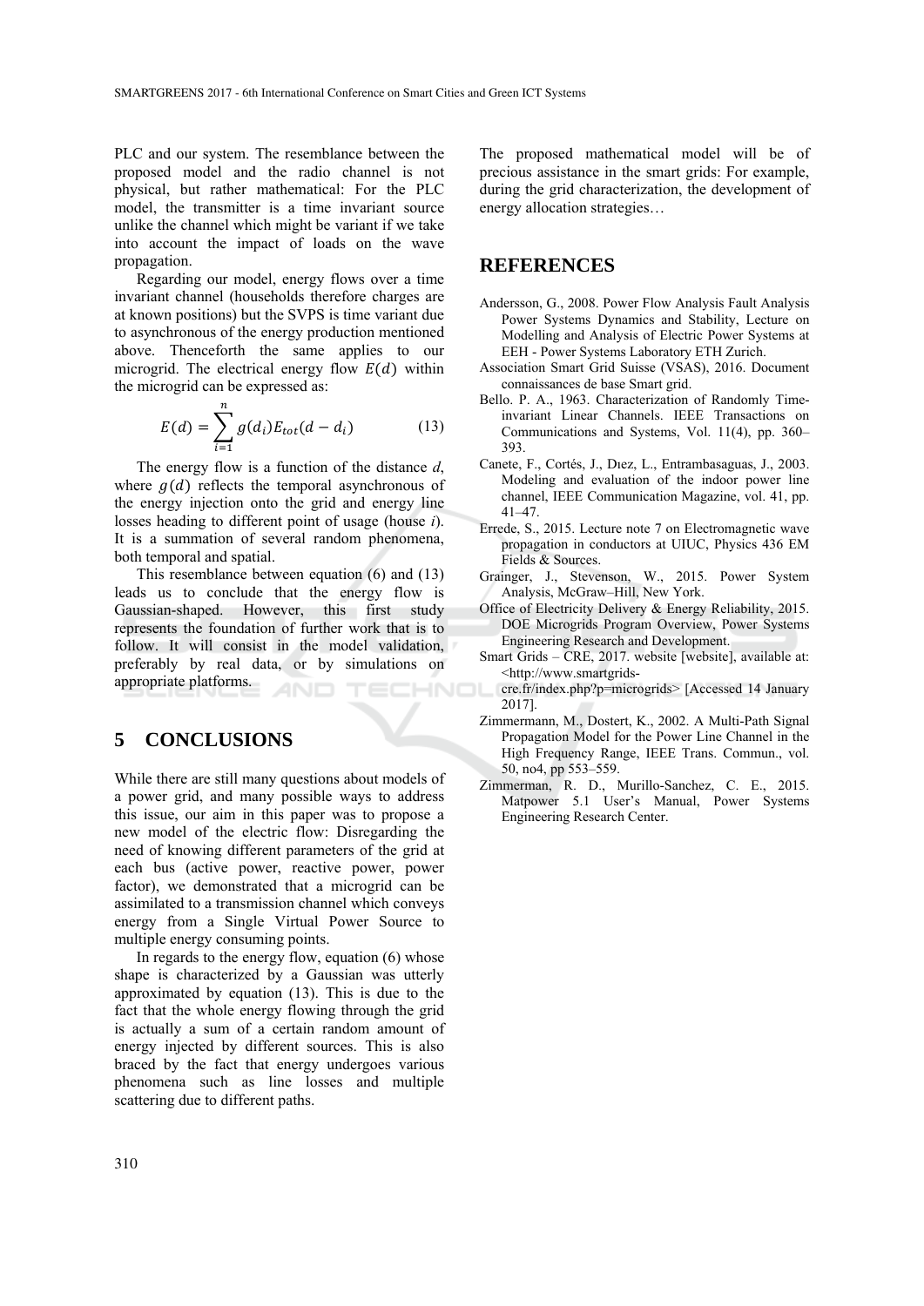PLC and our system. The resemblance between the proposed model and the radio channel is not physical, but rather mathematical: For the PLC model, the transmitter is a time invariant source unlike the channel which might be variant if we take into account the impact of loads on the wave propagation.

Regarding our model, energy flows over a time invariant channel (households therefore charges are at known positions) but the SVPS is time variant due to asynchronous of the energy production mentioned above. Thenceforth the same applies to our microgrid. The electrical energy flow $E(d)$ within the microgrid can be expressed as:

$$E(d) = \sum_{i=1}^{n} g(d_i) E_{tot}(d - d_i) \tag{13}$$

The energy flow is a function of the distance *d*, where $g(d)$ reflects the temporal asynchronous of the energy injection onto the grid and energy line losses heading to different point of usage (house *i*). It is a summation of several random phenomena, both temporal and spatial.

This resemblance between equation (6) and (13) leads us to conclude that the energy flow is Gaussian-shaped. However, this first study represents the foundation of further work that is to follow. It will consist in the model validation, preferably by real data, or by simulations on appropriate platforms.

## 5 CONCLUSIONS

While there are still many questions about models of a power grid, and many possible ways to address this issue, our aim in this paper was to propose a new model of the electric flow: Disregarding the need of knowing different parameters of the grid at each bus (active power, reactive power, power factor), we demonstrated that a microgrid can be assimilated to a transmission channel which conveys energy from a Single Virtual Power Source to multiple energy consuming points.

In regards to the energy flow, equation (6) whose shape is characterized by a Gaussian was utterly approximated by equation (13). This is due to the fact that the whole energy flowing through the grid is actually a sum of a certain random amount of energy injected by different sources. This is also braced by the fact that energy undergoes various phenomena such as line losses and multiple scattering due to different paths.

The proposed mathematical model will be of precious assistance in the smart grids: For example, during the grid characterization, the development of energy allocation strategies…

## REFERENCES

Andersson, G., 2008. Power Flow Analysis Fault Analysis Power Systems Dynamics and Stability, Lecture on Modelling and Analysis of Electric Power Systems at EEH - Power Systems Laboratory ETH Zurich.

Association Smart Grid Suisse (VSAS), 2016. Document connaissances de base Smart grid.

Bello. P. A., 1963. Characterization of Randomly Time-invariant Linear Channels. IEEE Transactions on Communications and Systems, Vol. 11(4), pp. 360–393.

Canete, F., Cortés, J., Dıez, L., Entrambasaguas, J., 2003. Modeling and evaluation of the indoor power line channel, IEEE Communication Magazine, vol. 41, pp. 41–47.

Errede, S., 2015. Lecture note 7 on Electromagnetic wave propagation in conductors at UIUC, Physics 436 EM Fields & Sources.

Grainger, J., Stevenson, W., 2015. Power System Analysis, McGraw–Hill, New York.

Office of Electricity Delivery & Energy Reliability, 2015. DOE Microgrids Program Overview, Power Systems Engineering Research and Development.

Smart Grids – CRE, 2017. website [website], available at: <http://www.smartgrids-cre.fr/index.php?p=microgrids> [Accessed 14 January 2017].

Zimmermann, M., Dostert, K., 2002. A Multi-Path Signal Propagation Model for the Power Line Channel in the High Frequency Range, IEEE Trans. Commun., vol. 50, no4, pp 553–559.

Zimmerman, R. D., Murillo-Sanchez, C. E., 2015. Matpower 5.1 User's Manual, Power Systems Engineering Research Center.